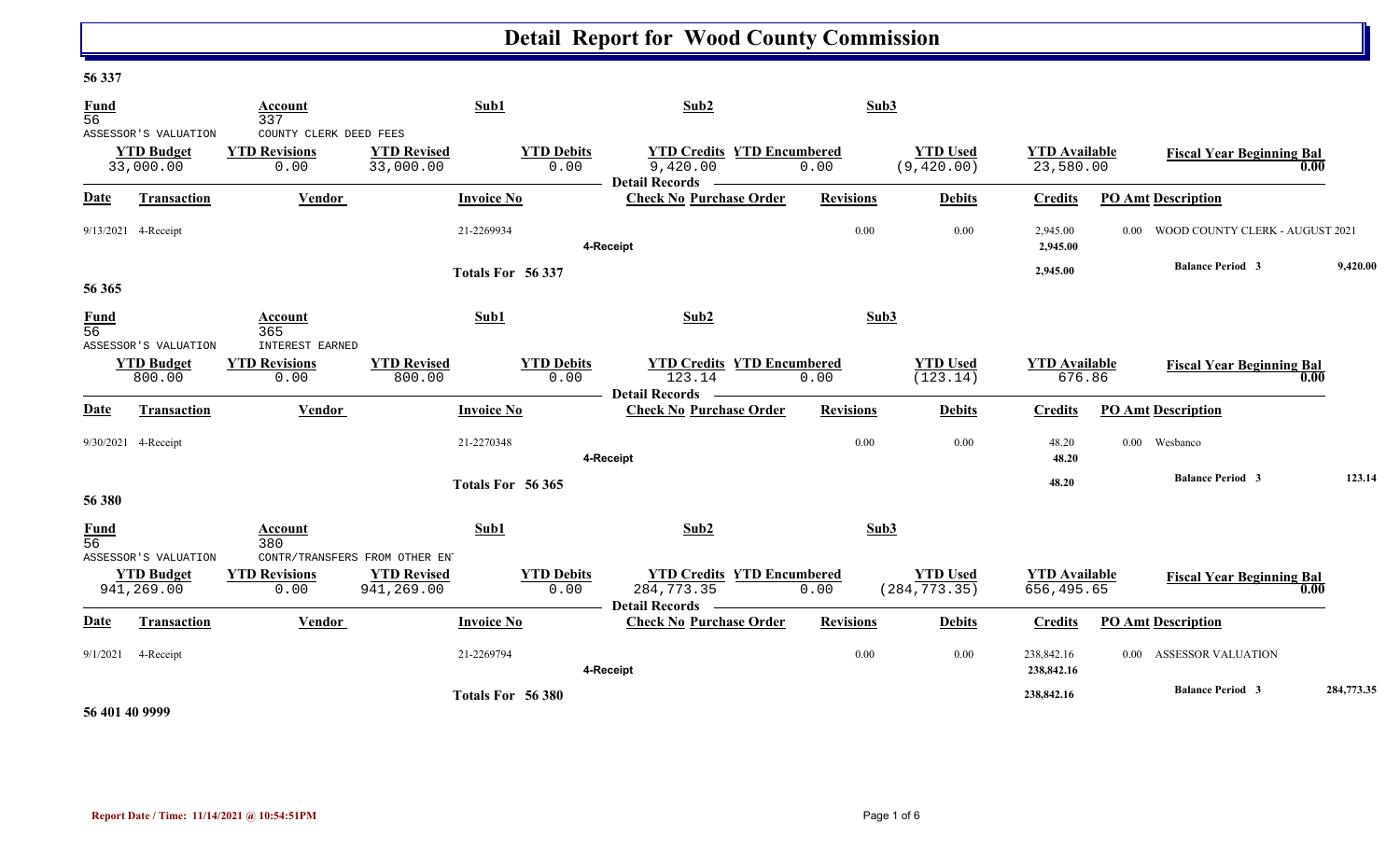# Detail Report for Wood County Commission

## 56 337

| Fund | Account | Sub1 | Sub2 | Sub3 |
|---|---|---|---|---|
| 56 | 337 | | | |
| ASSESSOR'S VALUATION | COUNTY CLERK DEED FEES | | | |

| YTD Budget | YTD Revisions | YTD Revised | YTD Debits | YTD Credits | YTD Encumbered | YTD Used | YTD Available | Fiscal Year Beginning Bal |
|---|---|---|---|---|---|---|---|---|
| 33,000.00 | 0.00 | 33,000.00 | 0.00 | 9,420.00 | 0.00 | (9,420.00) | 23,580.00 | 0.00 |

Detail Records

| Date | Transaction | Vendor | Invoice No | Check No | Purchase Order | Revisions | Debits | Credits | PO Amt | Description |
|---|---|---|---|---|---|---|---|---|---|---|
| 9/13/2021 | 4-Receipt | | 21-2269934 | | | 0.00 | 0.00 | 2,945.00 | 0.00 | WOOD COUNTY CLERK - AUGUST 2021 |
| | | | | 4-Receipt | | | | 2,945.00 | | |
| | | | Totals For 56 337 | | | | | 2,945.00 | | Balance Period 3 9,420.00 |

## 56 365

| Fund | Account | Sub1 | Sub2 | Sub3 |
|---|---|---|---|---|
| 56 | 365 | | | |
| ASSESSOR'S VALUATION | INTEREST EARNED | | | |

| YTD Budget | YTD Revisions | YTD Revised | YTD Debits | YTD Credits | YTD Encumbered | YTD Used | YTD Available | Fiscal Year Beginning Bal |
|---|---|---|---|---|---|---|---|---|
| 800.00 | 0.00 | 800.00 | 0.00 | 123.14 | 0.00 | (123.14) | 676.86 | 0.00 |

Detail Records

| Date | Transaction | Vendor | Invoice No | Check No | Purchase Order | Revisions | Debits | Credits | PO Amt | Description |
|---|---|---|---|---|---|---|---|---|---|---|
| 9/30/2021 | 4-Receipt | | 21-2270348 | | | 0.00 | 0.00 | 48.20 | 0.00 | Wesbanco |
| | | | | 4-Receipt | | | | 48.20 | | |
| | | | Totals For 56 365 | | | | | 48.20 | | Balance Period 3 123.14 |

## 56 380

| Fund | Account | Sub1 | Sub2 | Sub3 |
|---|---|---|---|---|
| 56 | 380 | | | |
| ASSESSOR'S VALUATION | CONTR/TRANSFERS FROM OTHER EN | | | |

| YTD Budget | YTD Revisions | YTD Revised | YTD Debits | YTD Credits | YTD Encumbered | YTD Used | YTD Available | Fiscal Year Beginning Bal |
|---|---|---|---|---|---|---|---|---|
| 941,269.00 | 0.00 | 941,269.00 | 0.00 | 284,773.35 | 0.00 | (284,773.35) | 656,495.65 | 0.00 |

Detail Records

| Date | Transaction | Vendor | Invoice No | Check No | Purchase Order | Revisions | Debits | Credits | PO Amt | Description |
|---|---|---|---|---|---|---|---|---|---|---|
| 9/1/2021 | 4-Receipt | | 21-2269794 | | | 0.00 | 0.00 | 238,842.16 | 0.00 | ASSESSOR VALUATION |
| | | | | 4-Receipt | | | | 238,842.16 | | |
| | | | Totals For 56 380 | | | | | 238,842.16 | | Balance Period 3 284,773.35 |

## 56 401 40 9999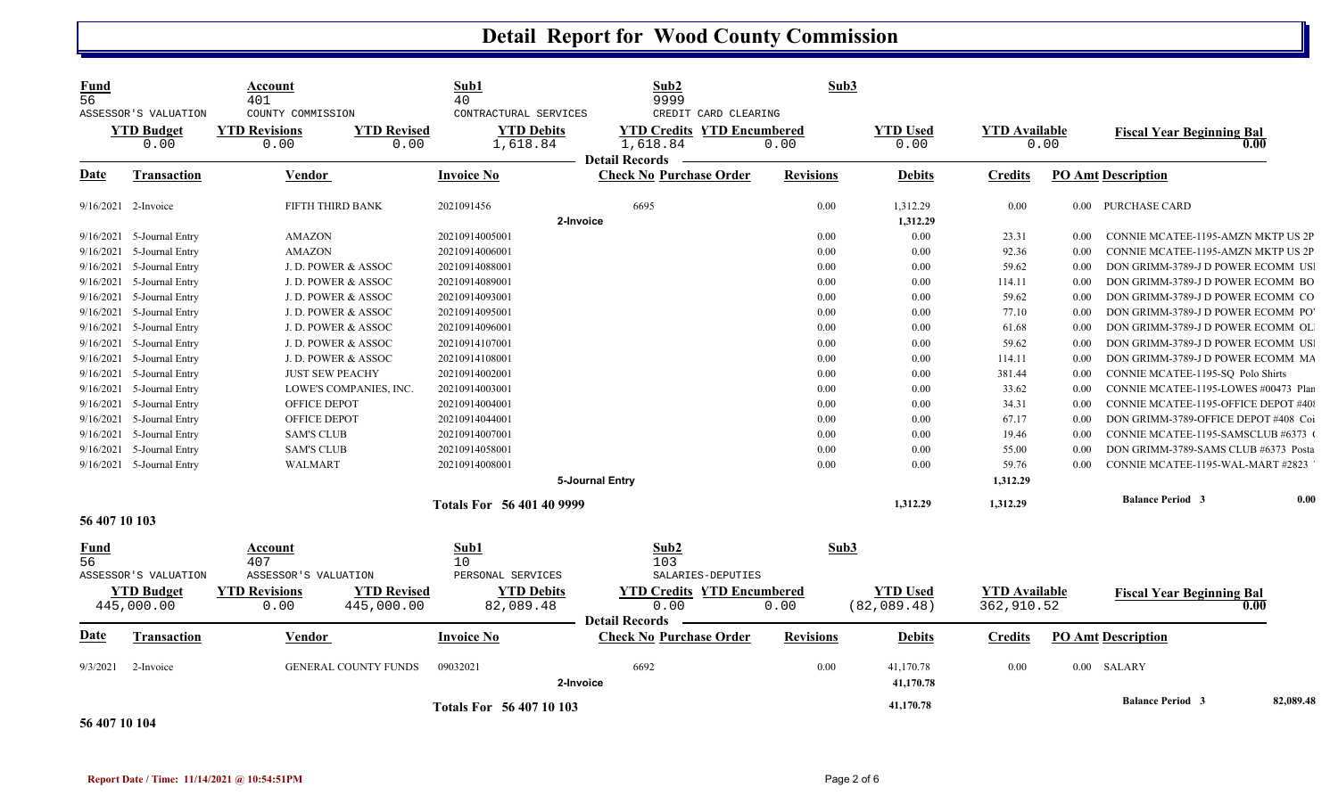# Detail Report for Wood County Commission

| Fund | Account | Sub1 | Sub2 | Sub3 |
|---|---|---|---|---|
| 56 | 401 | 40 | 9999 | |
| ASSESSOR'S VALUATION | COUNTY COMMISSION | CONTRACTURAL SERVICES | CREDIT CARD CLEARING | |

| YTD Budget | YTD Revisions | YTD Revised | YTD Debits | YTD Credits | YTD Encumbered | YTD Used | YTD Available | Fiscal Year Beginning Bal |
|---|---|---|---|---|---|---|---|---|
| 0.00 | 0.00 | 0.00 | 1,618.84 | 1,618.84 | 0.00 | 0.00 | 0.00 | 0.00 |

**Detail Records**

| Date | Transaction | Vendor | Invoice No | Check No | Purchase Order | Revisions | Debits | Credits | PO Amt | Description |
|---|---|---|---|---|---|---|---|---|---|---|
| 9/16/2021 | 2-Invoice | FIFTH THIRD BANK | 2021091456 | 6695 | | 0.00 | 1,312.29 | 0.00 | 0.00 | PURCHASE CARD |
| | | | 2-Invoice | | | | 1,312.29 | | | |
| 9/16/2021 | 5-Journal Entry | AMAZON | 20210914005001 | | | 0.00 | 0.00 | 23.31 | 0.00 | CONNIE MCATEE-1195-AMZN MKTP US 2P |
| 9/16/2021 | 5-Journal Entry | AMAZON | 20210914006001 | | | 0.00 | 0.00 | 92.36 | 0.00 | CONNIE MCATEE-1195-AMZN MKTP US 2P |
| 9/16/2021 | 5-Journal Entry | J. D. POWER & ASSOC | 20210914088001 | | | 0.00 | 0.00 | 59.62 | 0.00 | DON GRIMM-3789-J D POWER ECOMM USI |
| 9/16/2021 | 5-Journal Entry | J. D. POWER & ASSOC | 20210914089001 | | | 0.00 | 0.00 | 114.11 | 0.00 | DON GRIMM-3789-J D POWER ECOMM BO |
| 9/16/2021 | 5-Journal Entry | J. D. POWER & ASSOC | 20210914093001 | | | 0.00 | 0.00 | 59.62 | 0.00 | DON GRIMM-3789-J D POWER ECOMM CO |
| 9/16/2021 | 5-Journal Entry | J. D. POWER & ASSOC | 20210914095001 | | | 0.00 | 0.00 | 77.10 | 0.00 | DON GRIMM-3789-J D POWER ECOMM PO' |
| 9/16/2021 | 5-Journal Entry | J. D. POWER & ASSOC | 20210914096001 | | | 0.00 | 0.00 | 61.68 | 0.00 | DON GRIMM-3789-J D POWER ECOMM OL |
| 9/16/2021 | 5-Journal Entry | J. D. POWER & ASSOC | 20210914107001 | | | 0.00 | 0.00 | 59.62 | 0.00 | DON GRIMM-3789-J D POWER ECOMM USI |
| 9/16/2021 | 5-Journal Entry | J. D. POWER & ASSOC | 20210914108001 | | | 0.00 | 0.00 | 114.11 | 0.00 | DON GRIMM-3789-J D POWER ECOMM MA |
| 9/16/2021 | 5-Journal Entry | JUST SEW PEACHY | 20210914002001 | | | 0.00 | 0.00 | 381.44 | 0.00 | CONNIE MCATEE-1195-SQ Polo Shirts |
| 9/16/2021 | 5-Journal Entry | LOWE'S COMPANIES, INC. | 20210914003001 | | | 0.00 | 0.00 | 33.62 | 0.00 | CONNIE MCATEE-1195-LOWES #00473 Plan |
| 9/16/2021 | 5-Journal Entry | OFFICE DEPOT | 20210914004001 | | | 0.00 | 0.00 | 34.31 | 0.00 | CONNIE MCATEE-1195-OFFICE DEPOT #40 |
| 9/16/2021 | 5-Journal Entry | OFFICE DEPOT | 20210914044001 | | | 0.00 | 0.00 | 67.17 | 0.00 | DON GRIMM-3789-OFFICE DEPOT #408 Coi |
| 9/16/2021 | 5-Journal Entry | SAM'S CLUB | 20210914007001 | | | 0.00 | 0.00 | 19.46 | 0.00 | CONNIE MCATEE-1195-SAMSCLUB #6373 ( |
| 9/16/2021 | 5-Journal Entry | SAM'S CLUB | 20210914058001 | | | 0.00 | 0.00 | 55.00 | 0.00 | DON GRIMM-3789-SAMS CLUB #6373 Posta |
| 9/16/2021 | 5-Journal Entry | WALMART | 20210914008001 | | | 0.00 | 0.00 | 59.76 | 0.00 | CONNIE MCATEE-1195-WAL-MART #2823 |
| | | | 5-Journal Entry | | | | | 1,312.29 | | |
| | | | Totals For 56 401 40 9999 | | | | 1,312.29 | 1,312.29 | | Balance Period 3: 0.00 |

**56 407 10 103**

| Fund | Account | Sub1 | Sub2 | Sub3 |
|---|---|---|---|---|
| 56 | 407 | 10 | 103 | |
| ASSESSOR'S VALUATION | ASSESSOR'S VALUATION | PERSONAL SERVICES | SALARIES-DEPUTIES | |

| YTD Budget | YTD Revisions | YTD Revised | YTD Debits | YTD Credits | YTD Encumbered | YTD Used | YTD Available | Fiscal Year Beginning Bal |
|---|---|---|---|---|---|---|---|---|
| 445,000.00 | 0.00 | 445,000.00 | 82,089.48 | 0.00 | 0.00 | (82,089.48) | 362,910.52 | 0.00 |

**Detail Records**

| Date | Transaction | Vendor | Invoice No | Check No | Purchase Order | Revisions | Debits | Credits | PO Amt | Description |
|---|---|---|---|---|---|---|---|---|---|---|
| 9/3/2021 | 2-Invoice | GENERAL COUNTY FUNDS | 09032021 | 6692 | | 0.00 | 41,170.78 | 0.00 | 0.00 | SALARY |
| | | | 2-Invoice | | | | 41,170.78 | | | |
| | | | Totals For 56 407 10 103 | | | | 41,170.78 | | | Balance Period 3: 82,089.48 |

**56 407 10 104**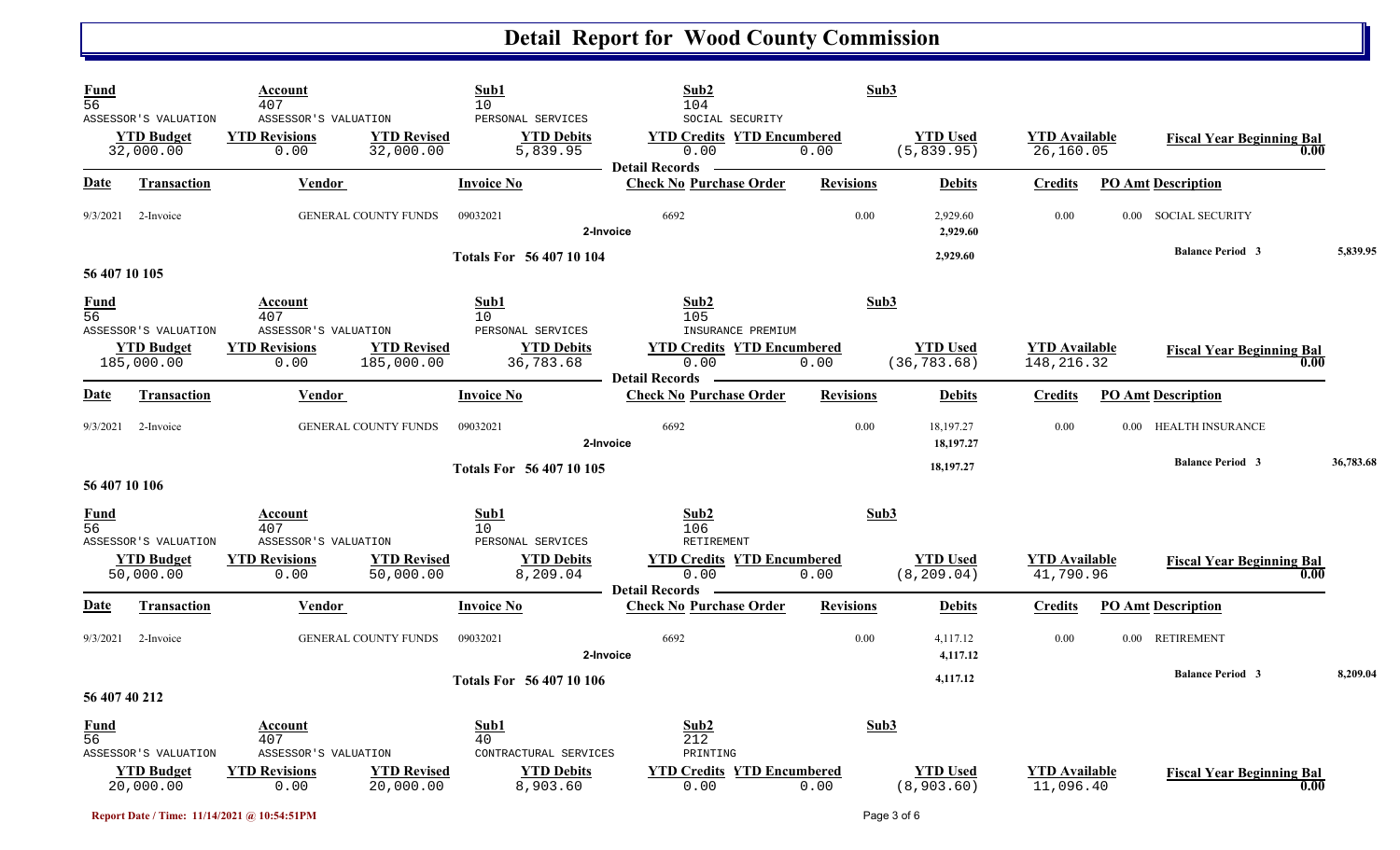# Detail Report for Wood County Commission

| Fund | Account | | Sub1 | Sub2 | | Sub3 | | |
|---|---|---|---|---|---|---|---|---|
| 56 | 407 | | 10 | 104 | | | | |
| ASSESSOR'S VALUATION | ASSESSOR'S VALUATION | | PERSONAL SERVICES | SOCIAL SECURITY | | | | |
| **YTD Budget** | **YTD Revisions** | **YTD Revised** | **YTD Debits** | **YTD Credits** | **YTD Encumbered** | **YTD Used** | **YTD Available** | **Fiscal Year Beginning Bal** |
| 32,000.00 | 0.00 | 32,000.00 | 5,839.95 | 0.00 | 0.00 | (5,839.95) | 26,160.05 | 0.00 |

**Detail Records**

| Date | Transaction | Vendor | Invoice No | Check No | Purchase Order | Revisions | Debits | Credits | PO Amt | Description |
|---|---|---|---|---|---|---|---|---|---|---|
| 9/3/2021 | 2-Invoice | GENERAL COUNTY FUNDS | 09032021 | 6692 | | 0.00 | 2,929.60 | 0.00 | 0.00 | SOCIAL SECURITY |
| | | | | 2-Invoice | | | 2,929.60 | | | |
| | | | Totals For 56 407 10 104 | | | | 2,929.60 | | | Balance Period 3 5,839.95 |

## 56 407 10 105

| Fund | Account | | Sub1 | Sub2 | | Sub3 | | |
|---|---|---|---|---|---|---|---|---|
| 56 | 407 | | 10 | 105 | | | | |
| ASSESSOR'S VALUATION | ASSESSOR'S VALUATION | | PERSONAL SERVICES | INSURANCE PREMIUM | | | | |
| **YTD Budget** | **YTD Revisions** | **YTD Revised** | **YTD Debits** | **YTD Credits** | **YTD Encumbered** | **YTD Used** | **YTD Available** | **Fiscal Year Beginning Bal** |
| 185,000.00 | 0.00 | 185,000.00 | 36,783.68 | 0.00 | 0.00 | (36,783.68) | 148,216.32 | 0.00 |

**Detail Records**

| Date | Transaction | Vendor | Invoice No | Check No | Purchase Order | Revisions | Debits | Credits | PO Amt | Description |
|---|---|---|---|---|---|---|---|---|---|---|
| 9/3/2021 | 2-Invoice | GENERAL COUNTY FUNDS | 09032021 | 6692 | | 0.00 | 18,197.27 | 0.00 | 0.00 | HEALTH INSURANCE |
| | | | | 2-Invoice | | | 18,197.27 | | | |
| | | | Totals For 56 407 10 105 | | | | 18,197.27 | | | Balance Period 3 36,783.68 |

## 56 407 10 106

| Fund | Account | | Sub1 | Sub2 | | Sub3 | | |
|---|---|---|---|---|---|---|---|---|
| 56 | 407 | | 10 | 106 | | | | |
| ASSESSOR'S VALUATION | ASSESSOR'S VALUATION | | PERSONAL SERVICES | RETIREMENT | | | | |
| **YTD Budget** | **YTD Revisions** | **YTD Revised** | **YTD Debits** | **YTD Credits** | **YTD Encumbered** | **YTD Used** | **YTD Available** | **Fiscal Year Beginning Bal** |
| 50,000.00 | 0.00 | 50,000.00 | 8,209.04 | 0.00 | 0.00 | (8,209.04) | 41,790.96 | 0.00 |

**Detail Records**

| Date | Transaction | Vendor | Invoice No | Check No | Purchase Order | Revisions | Debits | Credits | PO Amt | Description |
|---|---|---|---|---|---|---|---|---|---|---|
| 9/3/2021 | 2-Invoice | GENERAL COUNTY FUNDS | 09032021 | 6692 | | 0.00 | 4,117.12 | 0.00 | 0.00 | RETIREMENT |
| | | | | 2-Invoice | | | 4,117.12 | | | |
| | | | Totals For 56 407 10 106 | | | | 4,117.12 | | | Balance Period 3 8,209.04 |

## 56 407 40 212

| Fund | Account | | Sub1 | Sub2 | | Sub3 | | |
|---|---|---|---|---|---|---|---|---|
| 56 | 407 | | 40 | 212 | | | | |
| ASSESSOR'S VALUATION | ASSESSOR'S VALUATION | | CONTRACTURAL SERVICES | PRINTING | | | | |
| **YTD Budget** | **YTD Revisions** | **YTD Revised** | **YTD Debits** | **YTD Credits** | **YTD Encumbered** | **YTD Used** | **YTD Available** | **Fiscal Year Beginning Bal** |
| 20,000.00 | 0.00 | 20,000.00 | 8,903.60 | 0.00 | 0.00 | (8,903.60) | 11,096.40 | 0.00 |

Report Date / Time: 11/14/2021 @ 10:54:51PM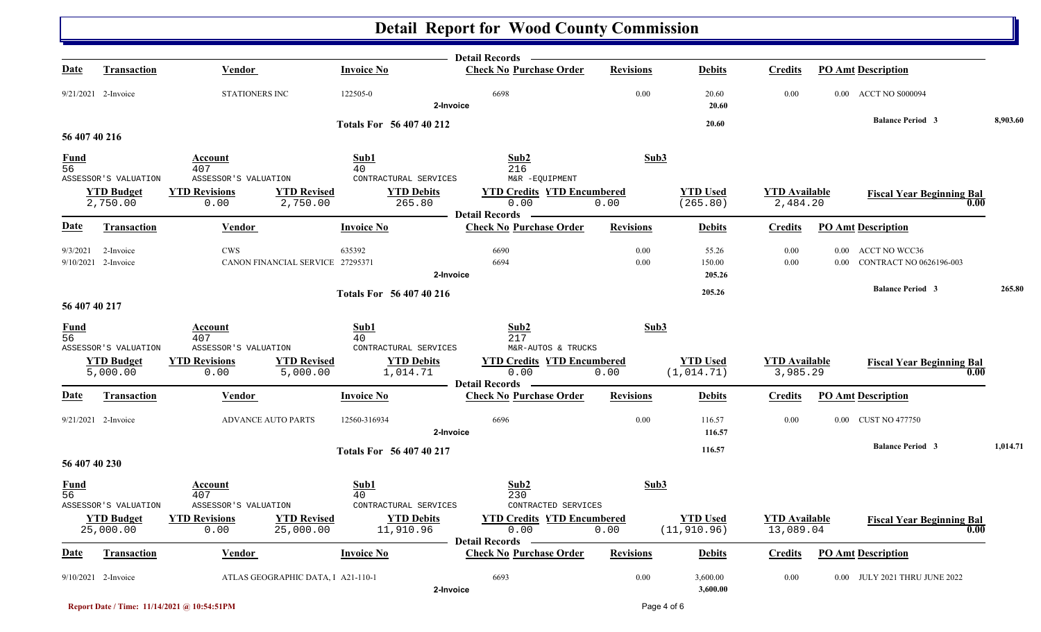# Detail Report for Wood County Commission

Detail Records

| Date | Transaction | Vendor | Invoice No | Check No | Purchase Order | Revisions | Debits | Credits | PO Amt | Description |
|---|---|---|---|---|---|---|---|---|---|---|
| 9/21/2021 | 2-Invoice | STATIONERS INC | 122505-0 | 6698 | | 0.00 | 20.60 | 0.00 | 0.00 | ACCT NO S000094 |
| | | | 2-Invoice | | | | 20.60 | | | |

**Totals For 56 407 40 212** — 20.60 — **Balance Period 3** 8,903.60

## 56 407 40 216

| Fund | Account | Sub1 | Sub2 | Sub3 |
|---|---|---|---|---|
| 56 | 407 | 40 | 216 | |
| ASSESSOR'S VALUATION | ASSESSOR'S VALUATION | CONTRACTUAL SERVICES | M&R -EQUIPMENT | |

| YTD Budget | YTD Revisions | YTD Revised | YTD Debits | YTD Credits | YTD Encumbered | YTD Used | YTD Available | Fiscal Year Beginning Bal |
|---|---|---|---|---|---|---|---|---|
| 2,750.00 | 0.00 | 2,750.00 | 265.80 | 0.00 | 0.00 | (265.80) | 2,484.20 | 0.00 |

Detail Records

| Date | Transaction | Vendor | Invoice No | Check No | Purchase Order | Revisions | Debits | Credits | PO Amt | Description |
|---|---|---|---|---|---|---|---|---|---|---|
| 9/3/2021 | 2-Invoice | CWS | 635392 | 6690 | | 0.00 | 55.26 | 0.00 | 0.00 | ACCT NO WCC36 |
| 9/10/2021 | 2-Invoice | CANON FINANCIAL SERVICE | 27295371 | 6694 | | 0.00 | 150.00 | 0.00 | 0.00 | CONTRACT NO 0626196-003 |
| | | | 2-Invoice | | | | 205.26 | | | |

**Totals For 56 407 40 216** — 205.26 — **Balance Period 3** 265.80

## 56 407 40 217

| Fund | Account | Sub1 | Sub2 | Sub3 |
|---|---|---|---|---|
| 56 | 407 | 40 | 217 | |
| ASSESSOR'S VALUATION | ASSESSOR'S VALUATION | CONTRACTUAL SERVICES | M&R-AUTOS & TRUCKS | |

| YTD Budget | YTD Revisions | YTD Revised | YTD Debits | YTD Credits | YTD Encumbered | YTD Used | YTD Available | Fiscal Year Beginning Bal |
|---|---|---|---|---|---|---|---|---|
| 5,000.00 | 0.00 | 5,000.00 | 1,014.71 | 0.00 | 0.00 | (1,014.71) | 3,985.29 | 0.00 |

Detail Records

| Date | Transaction | Vendor | Invoice No | Check No | Purchase Order | Revisions | Debits | Credits | PO Amt | Description |
|---|---|---|---|---|---|---|---|---|---|---|
| 9/21/2021 | 2-Invoice | ADVANCE AUTO PARTS | 12560-316934 | 6696 | | 0.00 | 116.57 | 0.00 | 0.00 | CUST NO 477750 |
| | | | 2-Invoice | | | | 116.57 | | | |

**Totals For 56 407 40 217** — 116.57 — **Balance Period 3** 1,014.71

## 56 407 40 230

| Fund | Account | Sub1 | Sub2 | Sub3 |
|---|---|---|---|---|
| 56 | 407 | 40 | 230 | |
| ASSESSOR'S VALUATION | ASSESSOR'S VALUATION | CONTRACTUAL SERVICES | CONTRACTED SERVICES | |

| YTD Budget | YTD Revisions | YTD Revised | YTD Debits | YTD Credits | YTD Encumbered | YTD Used | YTD Available | Fiscal Year Beginning Bal |
|---|---|---|---|---|---|---|---|---|
| 25,000.00 | 0.00 | 25,000.00 | 11,910.96 | 0.00 | 0.00 | (11,910.96) | 13,089.04 | 0.00 |

Detail Records

| Date | Transaction | Vendor | Invoice No | Check No | Purchase Order | Revisions | Debits | Credits | PO Amt | Description |
|---|---|---|---|---|---|---|---|---|---|---|
| 9/10/2021 | 2-Invoice | ATLAS GEOGRAPHIC DATA, I | A21-110-1 | 6693 | | 0.00 | 3,600.00 | 0.00 | 0.00 | JULY 2021 THRU JUNE 2022 |
| | | | 2-Invoice | | | | 3,600.00 | | | |

Report Date / Time: 11/14/2021 @ 10:54:51PM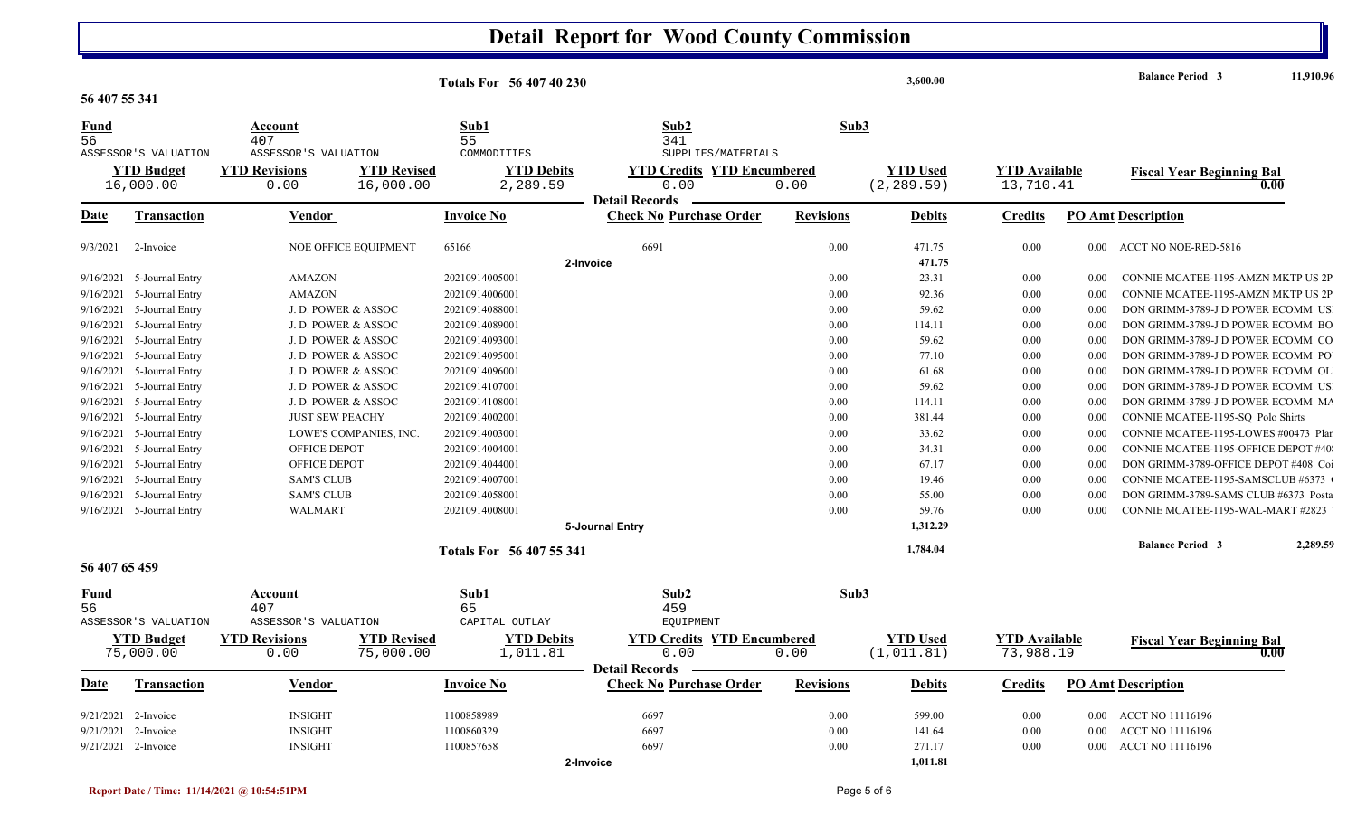# Detail Report for Wood County Commission

**Totals For 56 407 40 230** — 3,600.00 — Balance Period 3 — 11,910.96

## 56 407 55 341

| Fund | Account | Sub1 | Sub2 | Sub3 |
|---|---|---|---|---|
| 56 | 407 | 55 | 341 | |
| ASSESSOR'S VALUATION | ASSESSOR'S VALUATION | COMMODITIES | SUPPLIES/MATERIALS | |

| YTD Budget | YTD Revisions | YTD Revised | YTD Debits | YTD Credits | YTD Encumbered | YTD Used | YTD Available | Fiscal Year Beginning Bal |
|---|---|---|---|---|---|---|---|---|
| 16,000.00 | 0.00 | 16,000.00 | 2,289.59 | 0.00 | 0.00 | (2,289.59) | 13,710.41 | 0.00 |

**Detail Records**

| Date | Transaction | Vendor | Invoice No | Check No | Purchase Order | Revisions | Debits | Credits | PO Amt | Description |
|---|---|---|---|---|---|---|---|---|---|---|
| 9/3/2021 | 2-Invoice | NOE OFFICE EQUIPMENT | 65166 | 6691 | | 0.00 | 471.75 | 0.00 | 0.00 | ACCT NO NOE-RED-5816 |
| | | | | 2-Invoice | | | 471.75 | | | |
| 9/16/2021 | 5-Journal Entry | AMAZON | 20210914005001 | | | 0.00 | 23.31 | 0.00 | 0.00 | CONNIE MCATEE-1195-AMZN MKTP US 2P |
| 9/16/2021 | 5-Journal Entry | AMAZON | 20210914006001 | | | 0.00 | 92.36 | 0.00 | 0.00 | CONNIE MCATEE-1195-AMZN MKTP US 2P |
| 9/16/2021 | 5-Journal Entry | J. D. POWER & ASSOC | 20210914088001 | | | 0.00 | 59.62 | 0.00 | 0.00 | DON GRIMM-3789-J D POWER ECOMM USI |
| 9/16/2021 | 5-Journal Entry | J. D. POWER & ASSOC | 20210914089001 | | | 0.00 | 114.11 | 0.00 | 0.00 | DON GRIMM-3789-J D POWER ECOMM BO |
| 9/16/2021 | 5-Journal Entry | J. D. POWER & ASSOC | 20210914093001 | | | 0.00 | 59.62 | 0.00 | 0.00 | DON GRIMM-3789-J D POWER ECOMM CO |
| 9/16/2021 | 5-Journal Entry | J. D. POWER & ASSOC | 20210914095001 | | | 0.00 | 77.10 | 0.00 | 0.00 | DON GRIMM-3789-J D POWER ECOMM PO' |
| 9/16/2021 | 5-Journal Entry | J. D. POWER & ASSOC | 20210914096001 | | | 0.00 | 61.68 | 0.00 | 0.00 | DON GRIMM-3789-J D POWER ECOMM OLI |
| 9/16/2021 | 5-Journal Entry | J. D. POWER & ASSOC | 20210914107001 | | | 0.00 | 59.62 | 0.00 | 0.00 | DON GRIMM-3789-J D POWER ECOMM USI |
| 9/16/2021 | 5-Journal Entry | J. D. POWER & ASSOC | 20210914108001 | | | 0.00 | 114.11 | 0.00 | 0.00 | DON GRIMM-3789-J D POWER ECOMM MA |
| 9/16/2021 | 5-Journal Entry | JUST SEW PEACHY | 20210914002001 | | | 0.00 | 381.44 | 0.00 | 0.00 | CONNIE MCATEE-1195-SQ Polo Shirts |
| 9/16/2021 | 5-Journal Entry | LOWE'S COMPANIES, INC. | 20210914003001 | | | 0.00 | 33.62 | 0.00 | 0.00 | CONNIE MCATEE-1195-LOWES #00473 Plan |
| 9/16/2021 | 5-Journal Entry | OFFICE DEPOT | 20210914004001 | | | 0.00 | 34.31 | 0.00 | 0.00 | CONNIE MCATEE-1195-OFFICE DEPOT #408 |
| 9/16/2021 | 5-Journal Entry | OFFICE DEPOT | 20210914044001 | | | 0.00 | 67.17 | 0.00 | 0.00 | DON GRIMM-3789-OFFICE DEPOT #408 Coi |
| 9/16/2021 | 5-Journal Entry | SAM'S CLUB | 20210914007001 | | | 0.00 | 19.46 | 0.00 | 0.00 | CONNIE MCATEE-1195-SAMSCLUB #6373 ( |
| 9/16/2021 | 5-Journal Entry | SAM'S CLUB | 20210914058001 | | | 0.00 | 55.00 | 0.00 | 0.00 | DON GRIMM-3789-SAMS CLUB #6373 Posta |
| 9/16/2021 | 5-Journal Entry | WALMART | 20210914008001 | | | 0.00 | 59.76 | 0.00 | 0.00 | CONNIE MCATEE-1195-WAL-MART #2823 |
| | | | | 5-Journal Entry | | | 1,312.29 | | | |

**Totals For 56 407 55 341** — 1,784.04 — Balance Period 3 — 2,289.59

## 56 407 65 459

| Fund | Account | Sub1 | Sub2 | Sub3 |
|---|---|---|---|---|
| 56 | 407 | 65 | 459 | |
| ASSESSOR'S VALUATION | ASSESSOR'S VALUATION | CAPITAL OUTLAY | EQUIPMENT | |

| YTD Budget | YTD Revisions | YTD Revised | YTD Debits | YTD Credits | YTD Encumbered | YTD Used | YTD Available | Fiscal Year Beginning Bal |
|---|---|---|---|---|---|---|---|---|
| 75,000.00 | 0.00 | 75,000.00 | 1,011.81 | 0.00 | 0.00 | (1,011.81) | 73,988.19 | 0.00 |

**Detail Records**

| Date | Transaction | Vendor | Invoice No | Check No | Purchase Order | Revisions | Debits | Credits | PO Amt | Description |
|---|---|---|---|---|---|---|---|---|---|---|
| 9/21/2021 | 2-Invoice | INSIGHT | 1100858989 | 6697 | | 0.00 | 599.00 | 0.00 | 0.00 | ACCT NO 11116196 |
| 9/21/2021 | 2-Invoice | INSIGHT | 1100860329 | 6697 | | 0.00 | 141.64 | 0.00 | 0.00 | ACCT NO 11116196 |
| 9/21/2021 | 2-Invoice | INSIGHT | 1100857658 | 6697 | | 0.00 | 271.17 | 0.00 | 0.00 | ACCT NO 11116196 |
| | | | | 2-Invoice | | | 1,011.81 | | | |

Report Date / Time: 11/14/2021 @ 10:54:51PM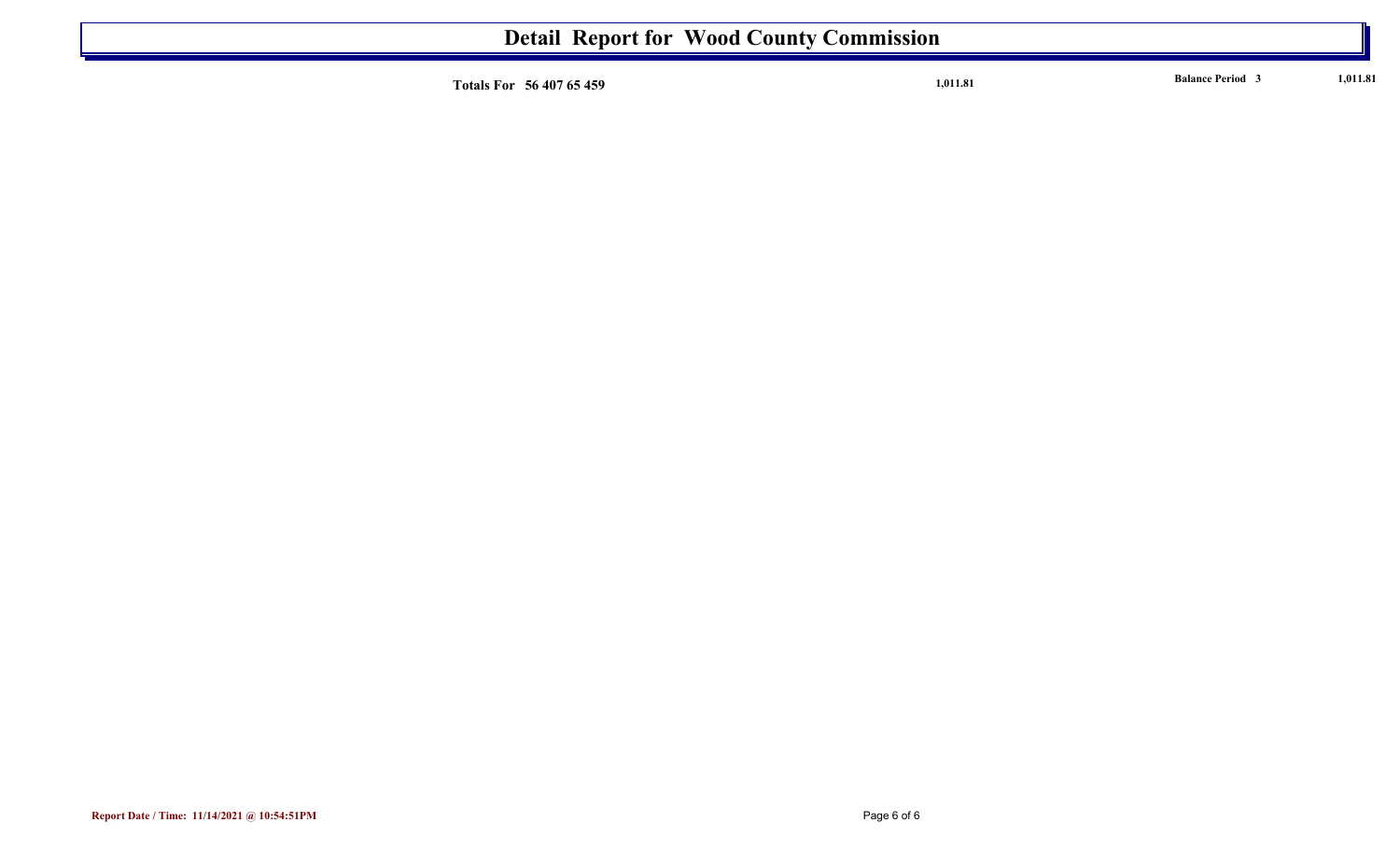# Detail Report for Wood County Commission

| | | | |
|---|---|---|---|
| **Totals For 56 407 65 459** | **1,011.81** | **Balance Period 3** | **1,011.81** |

**Report Date / Time: 11/14/2021 @ 10:54:51PM**